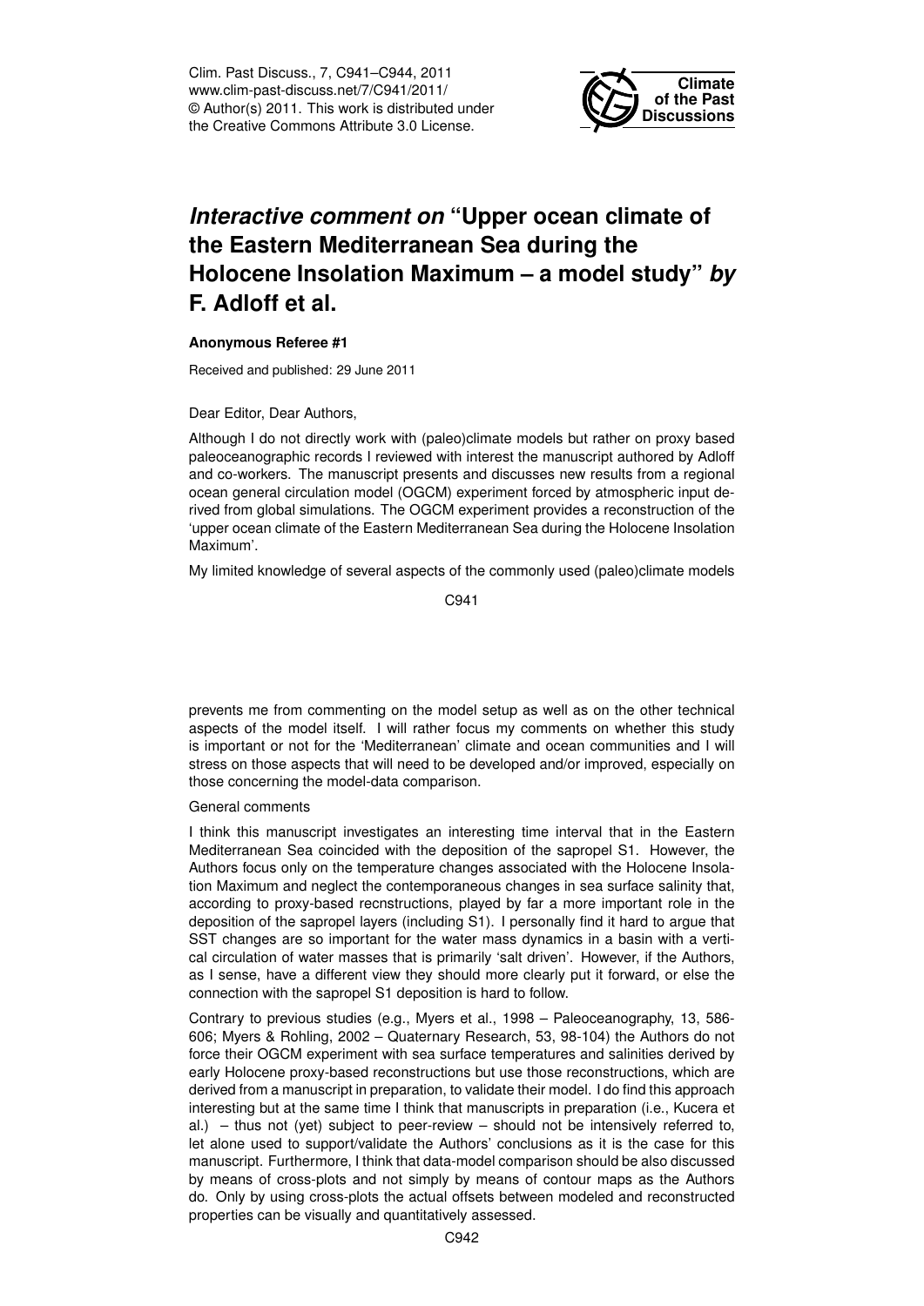# *Interactive comment on* "Upper ocean climate of the Eastern Mediterranean Sea during the Holocene Insolation Maximum – a model study" *by* F. Adloff et al.

**Anonymous Referee #1**

Received and published: 29 June 2011

Dear Editor, Dear Authors,

Although I do not directly work with (paleo)climate models but rather on proxy based paleoceanographic records I reviewed with interest the manuscript authored by Adloff and co-workers. The manuscript presents and discusses new results from a regional ocean general circulation model (OGCM) experiment forced by atmospheric input derived from global simulations. The OGCM experiment provides a reconstruction of the 'upper ocean climate of the Eastern Mediterranean Sea during the Holocene Insolation Maximum'.

My limited knowledge of several aspects of the commonly used (paleo)climate models prevents me from commenting on the model setup as well as on the other technical aspects of the model itself. I will rather focus my comments on whether this study is important or not for the 'Mediterranean' climate and ocean communities and I will stress on those aspects that will need to be developed and/or improved, especially on those concerning the model-data comparison.

General comments

I think this manuscript investigates an interesting time interval that in the Eastern Mediterranean Sea coincided with the deposition of the sapropel S1. However, the Authors focus only on the temperature changes associated with the Holocene Insolation Maximum and neglect the contemporaneous changes in sea surface salinity that, according to proxy-based recnstructions, played by far a more important role in the deposition of the sapropel layers (including S1). I personally find it hard to argue that SST changes are so important for the water mass dynamics in a basin with a vertical circulation of water masses that is primarily 'salt driven'. However, if the Authors, as I sense, have a different view they should more clearly put it forward, or else the connection with the sapropel S1 deposition is hard to follow.

Contrary to previous studies (e.g., Myers et al., 1998 – Paleoceanography, 13, 586-606; Myers & Rohling, 2002 – Quaternary Research, 53, 98-104) the Authors do not force their OGCM experiment with sea surface temperatures and salinities derived by early Holocene proxy-based reconstructions but use those reconstructions, which are derived from a manuscript in preparation, to validate their model. I do find this approach interesting but at the same time I think that manuscripts in preparation (i.e., Kucera et al.) – thus not (yet) subject to peer-review – should not be intensively referred to, let alone used to support/validate the Authors' conclusions as it is the case for this manuscript. Furthermore, I think that data-model comparison should be also discussed by means of cross-plots and not simply by means of contour maps as the Authors do. Only by using cross-plots the actual offsets between modeled and reconstructed properties can be visually and quantitatively assessed.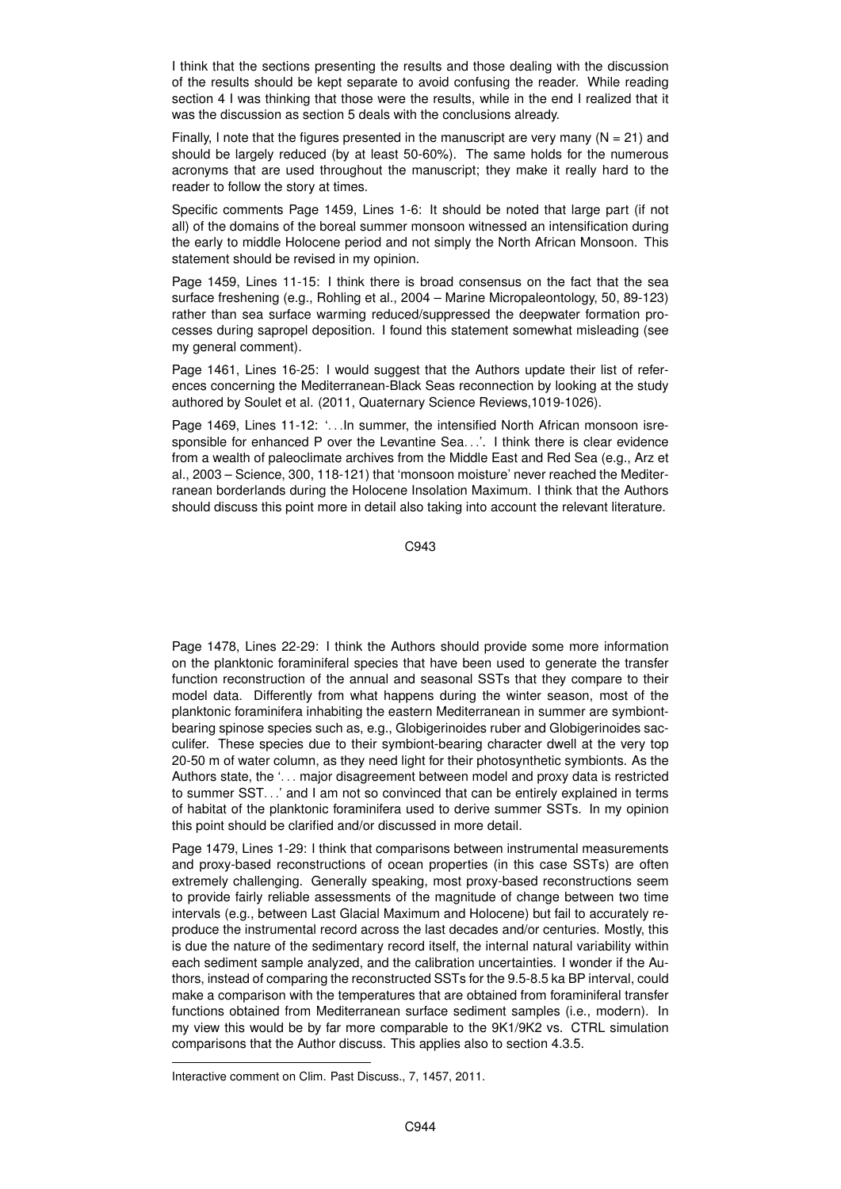I think that the sections presenting the results and those dealing with the discussion of the results should be kept separate to avoid confusing the reader. While reading section 4 I was thinking that those were the results, while in the end I realized that it was the discussion as section 5 deals with the conclusions already.

Finally, I note that the figures presented in the manuscript are very many (N = 21) and should be largely reduced (by at least 50-60%). The same holds for the numerous acronyms that are used throughout the manuscript; they make it really hard to the reader to follow the story at times.

Specific comments Page 1459, Lines 1-6: It should be noted that large part (if not all) of the domains of the boreal summer monsoon witnessed an intensification during the early to middle Holocene period and not simply the North African Monsoon. This statement should be revised in my opinion.

Page 1459, Lines 11-15: I think there is broad consensus on the fact that the sea surface freshening (e.g., Rohling et al., 2004 – Marine Micropaleontology, 50, 89-123) rather than sea surface warming reduced/suppressed the deepwater formation processes during sapropel deposition. I found this statement somewhat misleading (see my general comment).

Page 1461, Lines 16-25: I would suggest that the Authors update their list of references concerning the Mediterranean-Black Seas reconnection by looking at the study authored by Soulet et al. (2011, Quaternary Science Reviews,1019-1026).

Page 1469, Lines 11-12: '...In summer, the intensified North African monsoon isresponsible for enhanced P over the Levantine Sea...'. I think there is clear evidence from a wealth of paleoclimate archives from the Middle East and Red Sea (e.g., Arz et al., 2003 – Science, 300, 118-121) that 'monsoon moisture' never reached the Mediterranean borderlands during the Holocene Insolation Maximum. I think that the Authors should discuss this point more in detail also taking into account the relevant literature.

Page 1478, Lines 22-29: I think the Authors should provide some more information on the planktonic foraminiferal species that have been used to generate the transfer function reconstruction of the annual and seasonal SSTs that they compare to their model data. Differently from what happens during the winter season, most of the planktonic foraminifera inhabiting the eastern Mediterranean in summer are symbiont-bearing spinose species such as, e.g., Globigerinoides ruber and Globigerinoides sacculifer. These species due to their symbiont-bearing character dwell at the very top 20-50 m of water column, as they need light for their photosynthetic symbionts. As the Authors state, the '... major disagreement between model and proxy data is restricted to summer SST...' and I am not so convinced that can be entirely explained in terms of habitat of the planktonic foraminifera used to derive summer SSTs. In my opinion this point should be clarified and/or discussed in more detail.

Page 1479, Lines 1-29: I think that comparisons between instrumental measurements and proxy-based reconstructions of ocean properties (in this case SSTs) are often extremely challenging. Generally speaking, most proxy-based reconstructions seem to provide fairly reliable assessments of the magnitude of change between two time intervals (e.g., between Last Glacial Maximum and Holocene) but fail to accurately reproduce the instrumental record across the last decades and/or centuries. Mostly, this is due the nature of the sedimentary record itself, the internal natural variability within each sediment sample analyzed, and the calibration uncertainties. I wonder if the Authors, instead of comparing the reconstructed SSTs for the 9.5-8.5 ka BP interval, could make a comparison with the temperatures that are obtained from foraminiferal transfer functions obtained from Mediterranean surface sediment samples (i.e., modern). In my view this would be by far more comparable to the 9K1/9K2 vs. CTRL simulation comparisons that the Author discuss. This applies also to section 4.3.5.

Interactive comment on Clim. Past Discuss., 7, 1457, 2011.